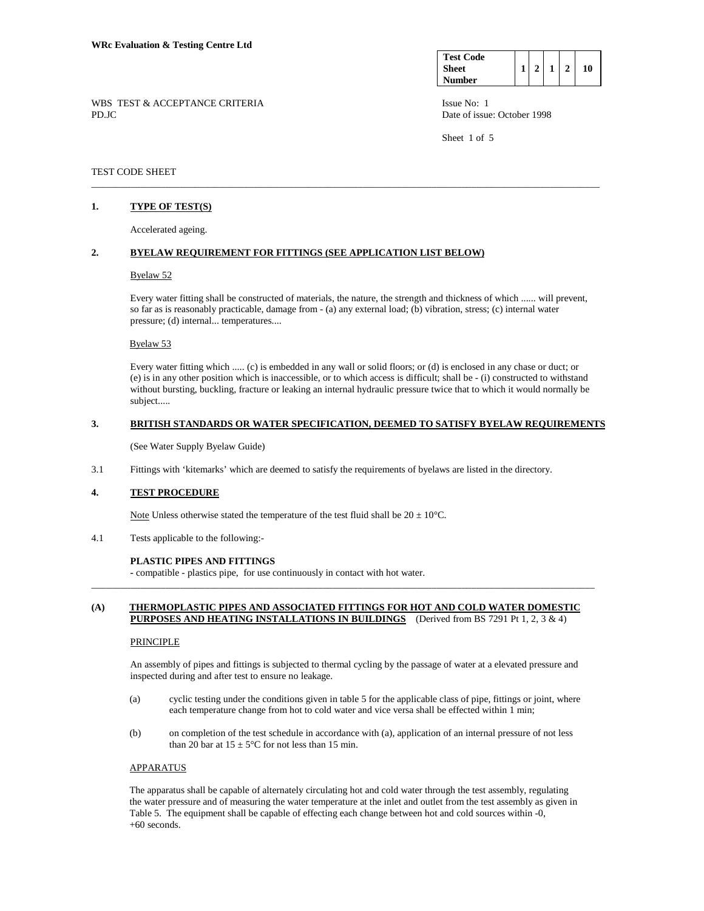**WRc Evaluation & Testing Centre Ltd**

| Test Code Sheet Number | 1 | 2 | 1 | 2 | 10 |
|---|---|---|---|---|---|

WBS TEST & ACCEPTANCE CRITERIA
PD.JC

Issue No: 1
Date of issue: October 1998

TEST CODE SHEET

---

## 1. TYPE OF TEST(S)

Accelerated ageing.

## 2. BYELAW REQUIREMENT FOR FITTINGS (SEE APPLICATION LIST BELOW)

Byelaw 52

Every water fitting shall be constructed of materials, the nature, the strength and thickness of which ...... will prevent, so far as is reasonably practicable, damage from - (a) any external load; (b) vibration, stress; (c) internal water pressure; (d) internal... temperatures....

Byelaw 53

Every water fitting which ..... (c) is embedded in any wall or solid floors; or (d) is enclosed in any chase or duct; or (e) is in any other position which is inaccessible, or to which access is difficult; shall be - (i) constructed to withstand without bursting, buckling, fracture or leaking an internal hydraulic pressure twice that to which it would normally be subject.....

## 3. BRITISH STANDARDS OR WATER SPECIFICATION, DEEMED TO SATISFY BYELAW REQUIREMENTS

(See Water Supply Byelaw Guide)

3.1 Fittings with 'kitemarks' which are deemed to satisfy the requirements of byelaws are listed in the directory.

## 4. TEST PROCEDURE

Note Unless otherwise stated the temperature of the test fluid shall be 20 ± 10°C.

4.1 Tests applicable to the following:-

**PLASTIC PIPES AND FITTINGS**
- compatible - plastics pipe, for use continuously in contact with hot water.

---

## (A) THERMOPLASTIC PIPES AND ASSOCIATED FITTINGS FOR HOT AND COLD WATER DOMESTIC PURPOSES AND HEATING INSTALLATIONS IN BUILDINGS (Derived from BS 7291 Pt 1, 2, 3 & 4)

PRINCIPLE

An assembly of pipes and fittings is subjected to thermal cycling by the passage of water at a elevated pressure and inspected during and after test to ensure no leakage.

(a) cyclic testing under the conditions given in table 5 for the applicable class of pipe, fittings or joint, where each temperature change from hot to cold water and vice versa shall be effected within 1 min;

(b) on completion of the test schedule in accordance with (a), application of an internal pressure of not less than 20 bar at 15 ± 5°C for not less than 15 min.

APPARATUS

The apparatus shall be capable of alternately circulating hot and cold water through the test assembly, regulating the water pressure and of measuring the water temperature at the inlet and outlet from the test assembly as given in Table 5. The equipment shall be capable of effecting each change between hot and cold sources within -0, +60 seconds.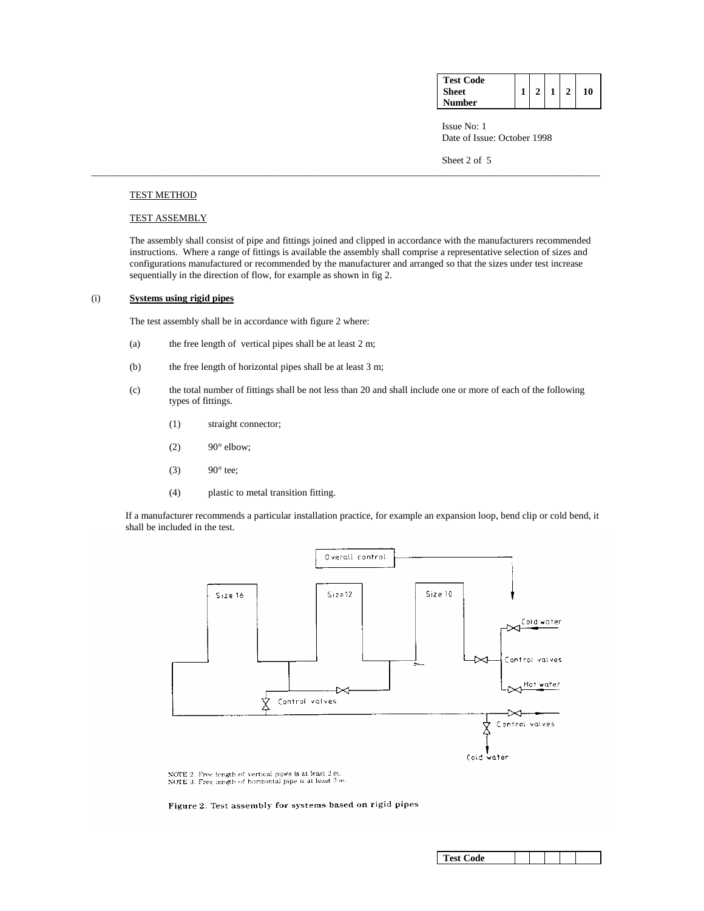TEST METHOD

TEST ASSEMBLY

The assembly shall consist of pipe and fittings joined and clipped in accordance with the manufacturers recommended instructions. Where a range of fittings is available the assembly shall comprise a representative selection of sizes and configurations manufactured or recommended by the manufacturer and arranged so that the sizes under test increase sequentially in the direction of flow, for example as shown in fig 2.

(i) **Systems using rigid pipes**

The test assembly shall be in accordance with figure 2 where:

(a) the free length of vertical pipes shall be at least 2 m;

(b) the free length of horizontal pipes shall be at least 3 m;

(c) the total number of fittings shall be not less than 20 and shall include one or more of each of the following types of fittings.

(1) straight connector;

(2) 90° elbow;

(3) 90° tee;

(4) plastic to metal transition fitting.

If a manufacturer recommends a particular installation practice, for example an expansion loop, bend clip or cold bend, it shall be included in the test.

Overall control

Size 16 — Size 12 — Size 10

Cold water — Control valves — Hot water — Control valves — Control valves — Cold water

NOTE 2. Free length of vertical pipes is at least 2 m.
NOTE 3. Free length of horizontal pipe is at least 3 m.

**Figure 2.** Test assembly for systems based on rigid pipes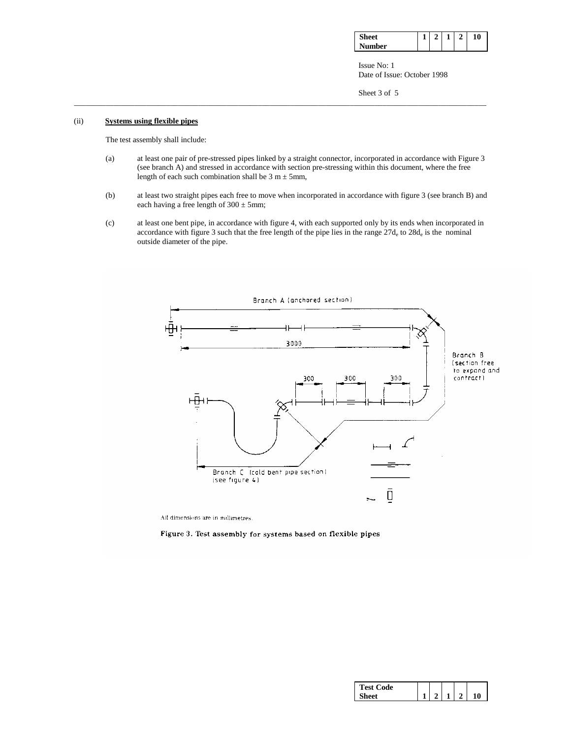(ii) **Systems using flexible pipes**

The test assembly shall include:

(a) at least one pair of pre-stressed pipes linked by a straight connector, incorporated in accordance with Figure 3 (see branch A) and stressed in accordance with section pre-stressing within this document, where the free length of each such combination shall be 3 m ± 5mm,

(b) at least two straight pipes each free to move when incorporated in accordance with figure 3 (see branch B) and each having a free length of 300 ± 5mm;

(c) at least one bent pipe, in accordance with figure 4, with each supported only by its ends when incorporated in accordance with figure 3 such that the free length of the pipe lies in the range $27d_e$ to $28d_e$ is the nominal outside diameter of the pipe.

All dimensions are in millimetres.

Figure 3. Test assembly for systems based on flexible pipes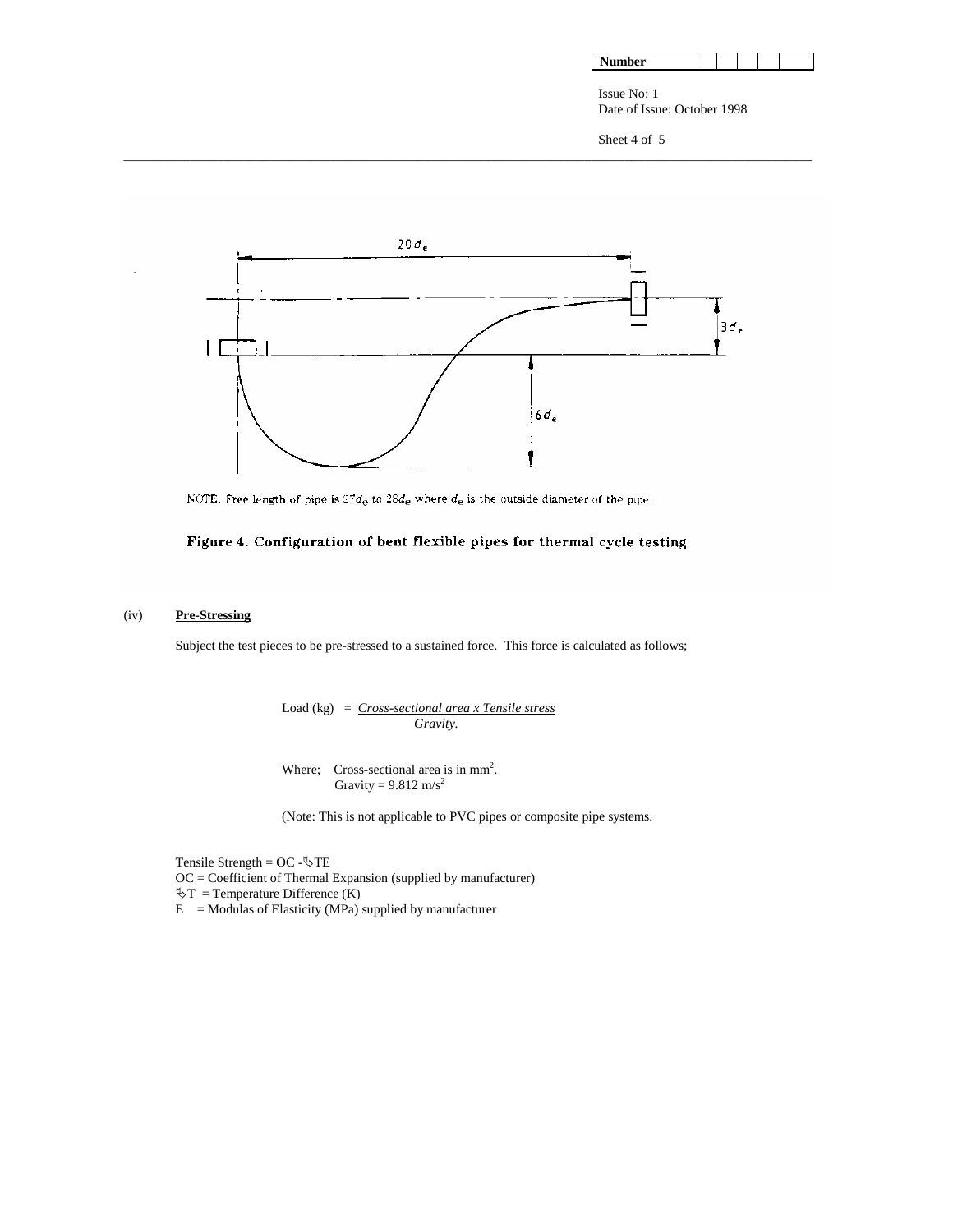NOTE. Free length of pipe is $27d_e$ to $28d_e$ where $d_e$ is the outside diameter of the pipe.

**Figure 4. Configuration of bent flexible pipes for thermal cycle testing**

(iv) **Pre-Stressing**

Subject the test pieces to be pre-stressed to a sustained force. This force is calculated as follows;

$$\text{Load (kg)} = \frac{\text{Cross-sectional area x Tensile stress}}{\text{Gravity.}}$$

Where; Cross-sectional area is in $mm^2$.
Gravity = 9.812 $m/s^2$

(Note: This is not applicable to PVC pipes or composite pipe systems.

Tensile Strength = OC -ΔTE
OC = Coefficient of Thermal Expansion (supplied by manufacturer)
ΔT = Temperature Difference (K)
E = Modulas of Elasticity (MPa) supplied by manufacturer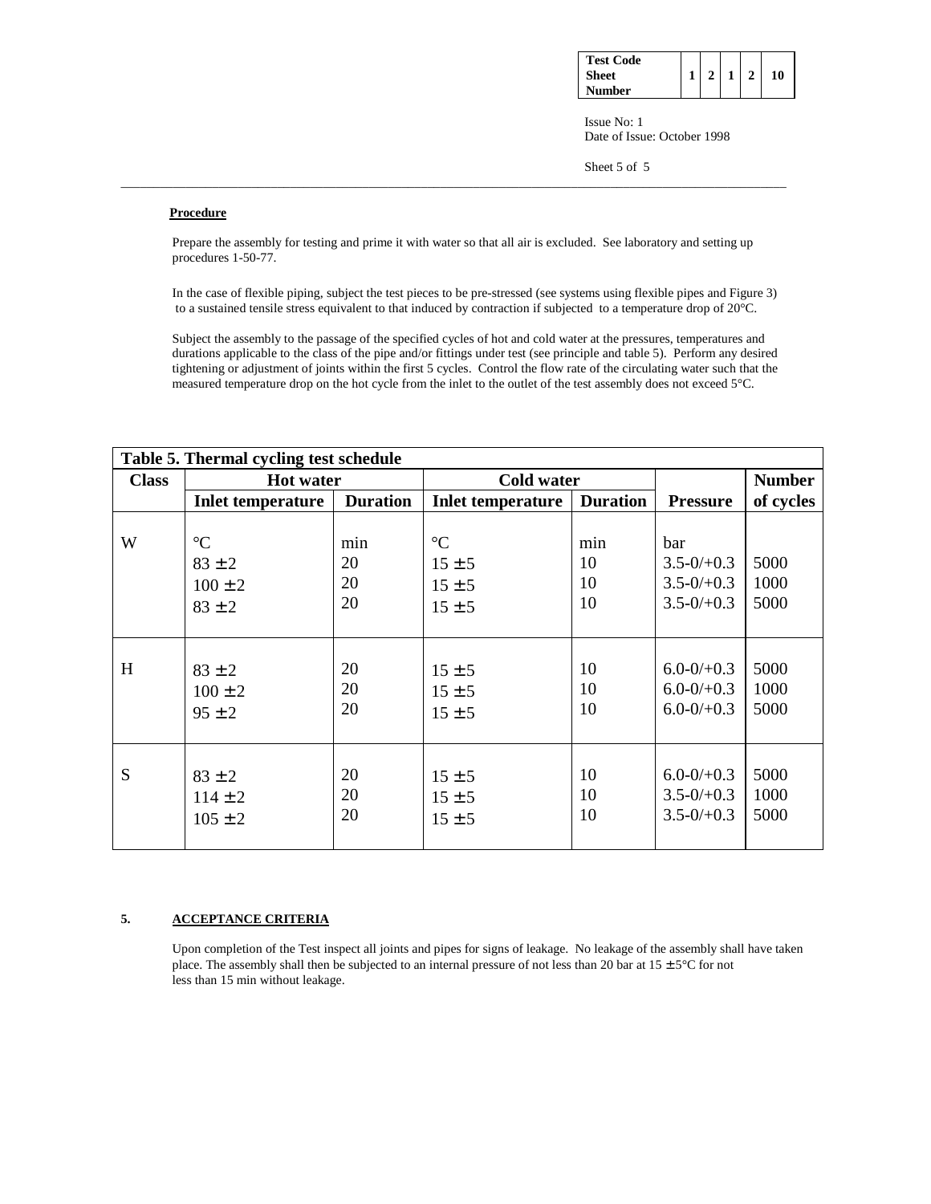### Procedure

Prepare the assembly for testing and prime it with water so that all air is excluded. See laboratory and setting up procedures 1-50-77.

In the case of flexible piping, subject the test pieces to be pre-stressed (see systems using flexible pipes and Figure 3) to a sustained tensile stress equivalent to that induced by contraction if subjected to a temperature drop of 20°C.

Subject the assembly to the passage of the specified cycles of hot and cold water at the pressures, temperatures and durations applicable to the class of the pipe and/or fittings under test (see principle and table 5). Perform any desired tightening or adjustment of joints within the first 5 cycles. Control the flow rate of the circulating water such that the measured temperature drop on the hot cycle from the inlet to the outlet of the test assembly does not exceed 5°C.

**Table 5. Thermal cycling test schedule**

| Class | Hot water | | Cold water | | | Number |
|---|---|---|---|---|---|---|
| | Inlet temperature | Duration | Inlet temperature | Duration | Pressure | of cycles |
| | °C | min | °C | min | bar | |
| W | 83 ± 2 | 20 | 15 ± 5 | 10 | 3.5-0/+0.3 | 5000 |
| | 100 ± 2 | 20 | 15 ± 5 | 10 | 3.5-0/+0.3 | 1000 |
| | 83 ± 2 | 20 | 15 ± 5 | 10 | 3.5-0/+0.3 | 5000 |
| H | 83 ± 2 | 20 | 15 ± 5 | 10 | 6.0-0/+0.3 | 5000 |
| | 100 ± 2 | 20 | 15 ± 5 | 10 | 6.0-0/+0.3 | 1000 |
| | 95 ± 2 | 20 | 15 ± 5 | 10 | 6.0-0/+0.3 | 5000 |
| S | 83 ± 2 | 20 | 15 ± 5 | 10 | 6.0-0/+0.3 | 5000 |
| | 114 ± 2 | 20 | 15 ± 5 | 10 | 3.5-0/+0.3 | 1000 |
| | 105 ± 2 | 20 | 15 ± 5 | 10 | 3.5-0/+0.3 | 5000 |

## 5. ACCEPTANCE CRITERIA

Upon completion of the Test inspect all joints and pipes for signs of leakage. No leakage of the assembly shall have taken place. The assembly shall then be subjected to an internal pressure of not less than 20 bar at 15 ± 5°C for not less than 15 min without leakage.